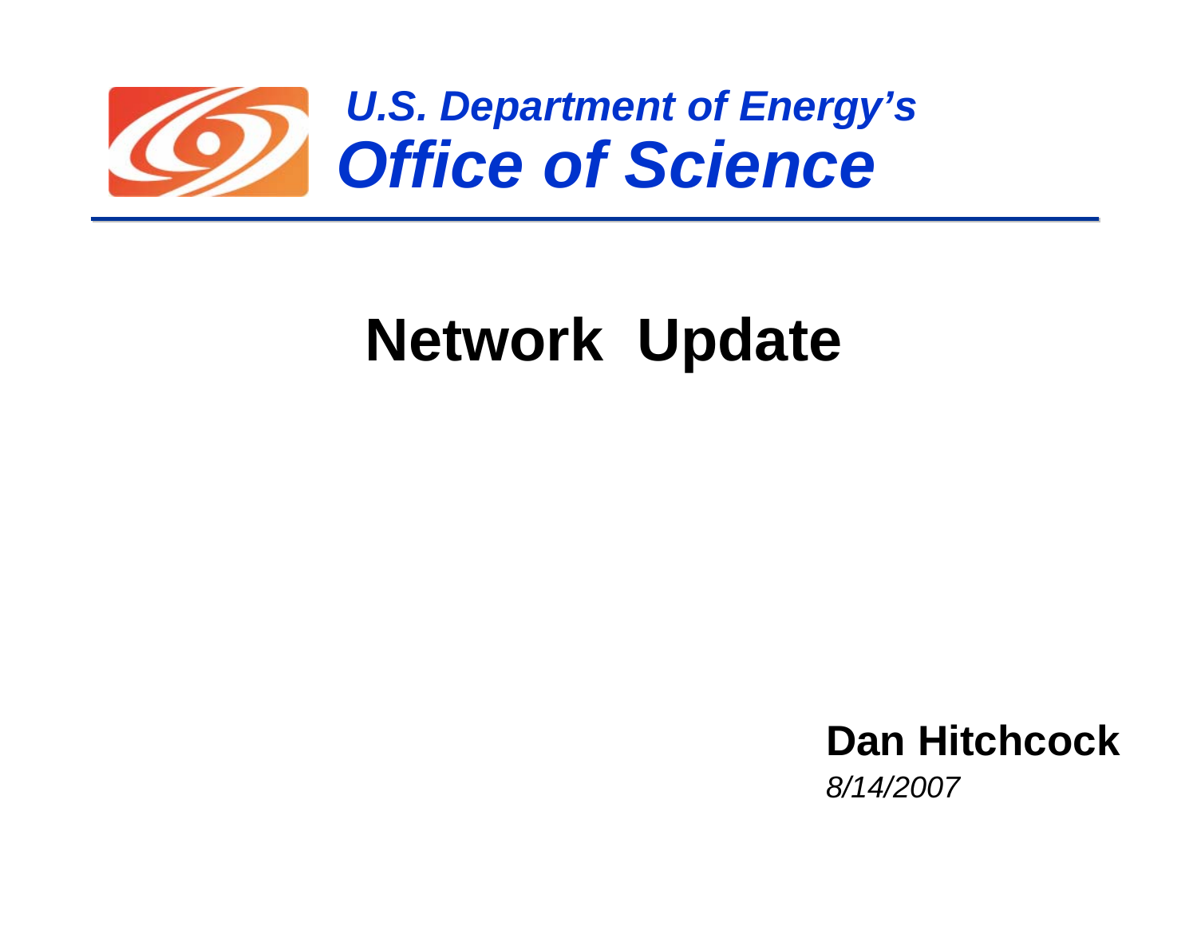*U.S. Department of Energy's*

***Office of Science***

# Network Update

**Dan Hitchcock**

*8/14/2007*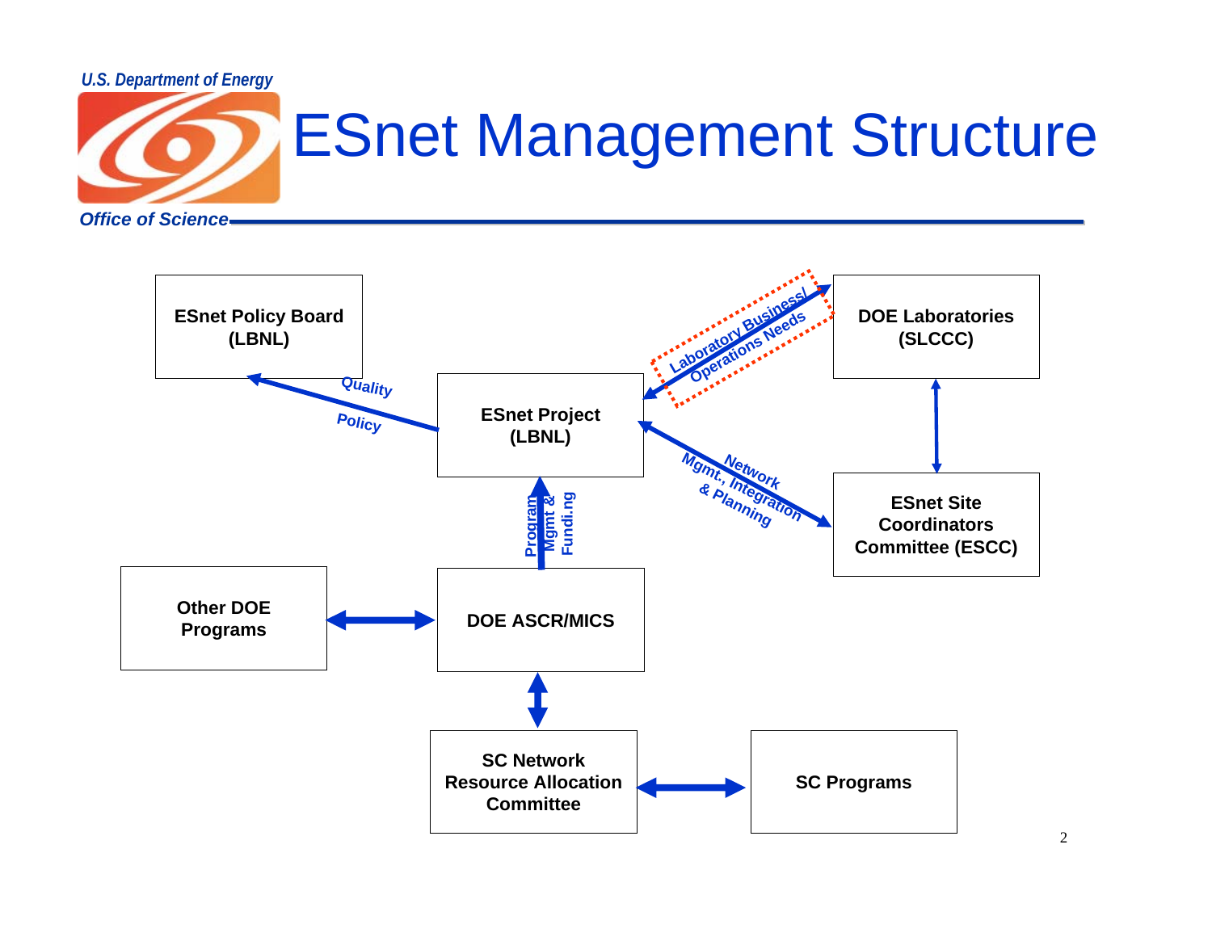# ESnet Management Structure

- ESnet Policy Board (LBNL)
- ESnet Project (LBNL)
- DOE Laboratories (SLCCC)
- ESnet Site Coordinators Committee (ESCC)
- Other DOE Programs
- DOE ASCR/MICS
- SC Network Resource Allocation Committee
- SC Programs

Relationships:

- ESnet Project (LBNL) → ESnet Policy Board (LBNL): Quality, Policy
- DOE Laboratories (SLCCC) ↔ ESnet Project (LBNL): Laboratory Business/ Operations Needs
- ESnet Project (LBNL) ↔ ESnet Site Coordinators Committee (ESCC): Network Mgmt., Integration & Planning
- DOE Laboratories (SLCCC) ↔ ESnet Site Coordinators Committee (ESCC)
- DOE ASCR/MICS → ESnet Project (LBNL): Program Mgmt & Fundi.ng
- Other DOE Programs ↔ DOE ASCR/MICS
- DOE ASCR/MICS ↔ SC Network Resource Allocation Committee
- SC Network Resource Allocation Committee ↔ SC Programs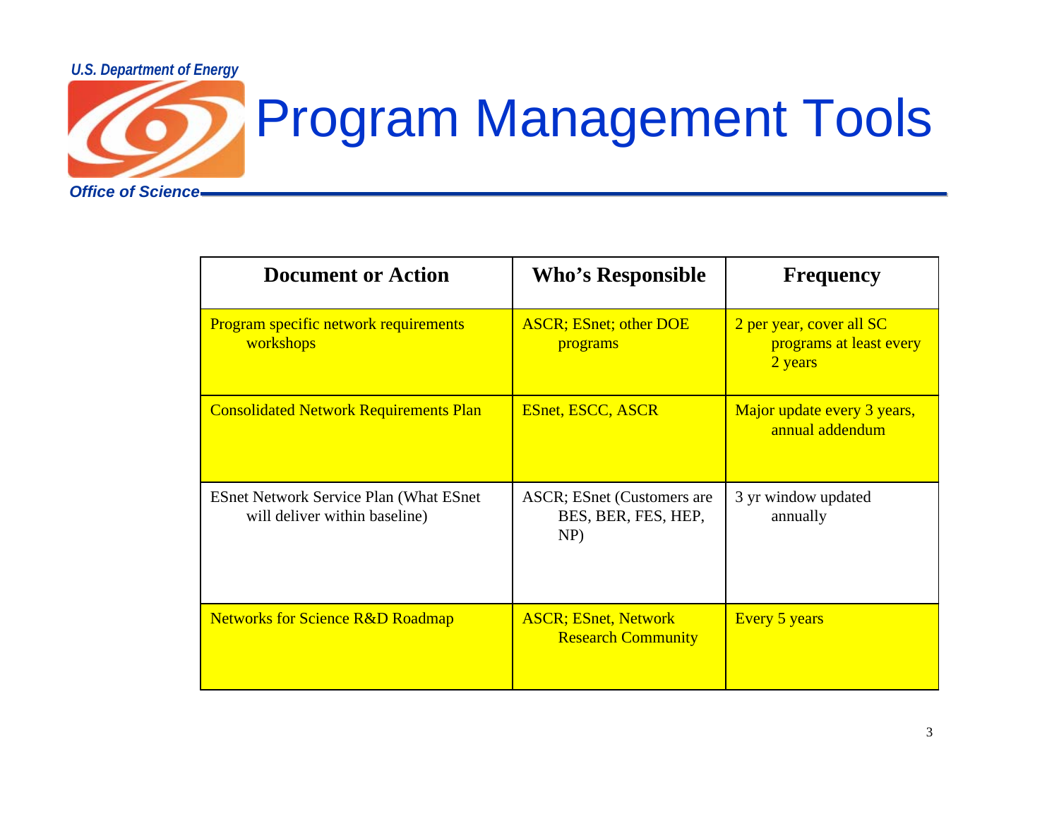# Program Management Tools

| Document or Action | Who's Responsible | Frequency |
| --- | --- | --- |
| Program specific network requirements workshops | ASCR; ESnet; other DOE programs | 2 per year, cover all SC programs at least every 2 years |
| Consolidated Network Requirements Plan | ESnet, ESCC, ASCR | Major update every 3 years, annual addendum |
| ESnet Network Service Plan (What ESnet will deliver within baseline) | ASCR; ESnet (Customers are BES, BER, FES, HEP, NP) | 3 yr window updated annually |
| Networks for Science R&D Roadmap | ASCR; ESnet, Network Research Community | Every 5 years |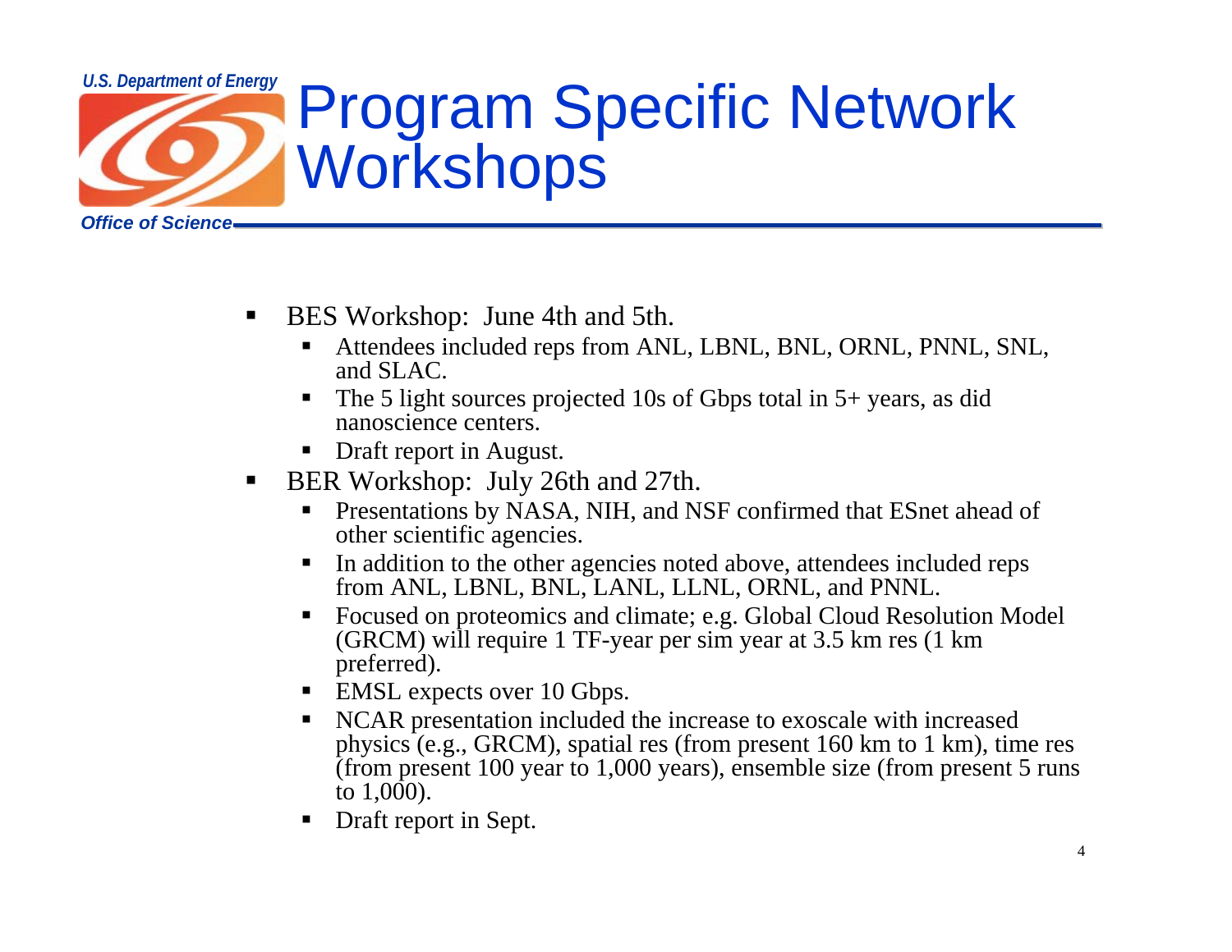# Program Specific Network Workshops

- BES Workshop:  June 4th and 5th.
  - Attendees included reps from ANL, LBNL, BNL, ORNL, PNNL, SNL, and SLAC.
  - The 5 light sources projected 10s of Gbps total in 5+ years, as did nanoscience centers.
  - Draft report in August.
- BER Workshop:  July 26th and 27th.
  - Presentations by NASA, NIH, and NSF confirmed that ESnet ahead of other scientific agencies.
  - In addition to the other agencies noted above, attendees included reps from ANL, LBNL, BNL, LANL, LLNL, ORNL, and PNNL.
  - Focused on proteomics and climate; e.g. Global Cloud Resolution Model (GRCM) will require 1 TF-year per sim year at 3.5 km res (1 km preferred).
  - EMSL expects over 10 Gbps.
  - NCAR presentation included the increase to exoscale with increased physics (e.g., GRCM), spatial res (from present 160 km to 1 km), time res (from present 100 year to 1,000 years), ensemble size (from present 5 runs to 1,000).
  - Draft report in Sept.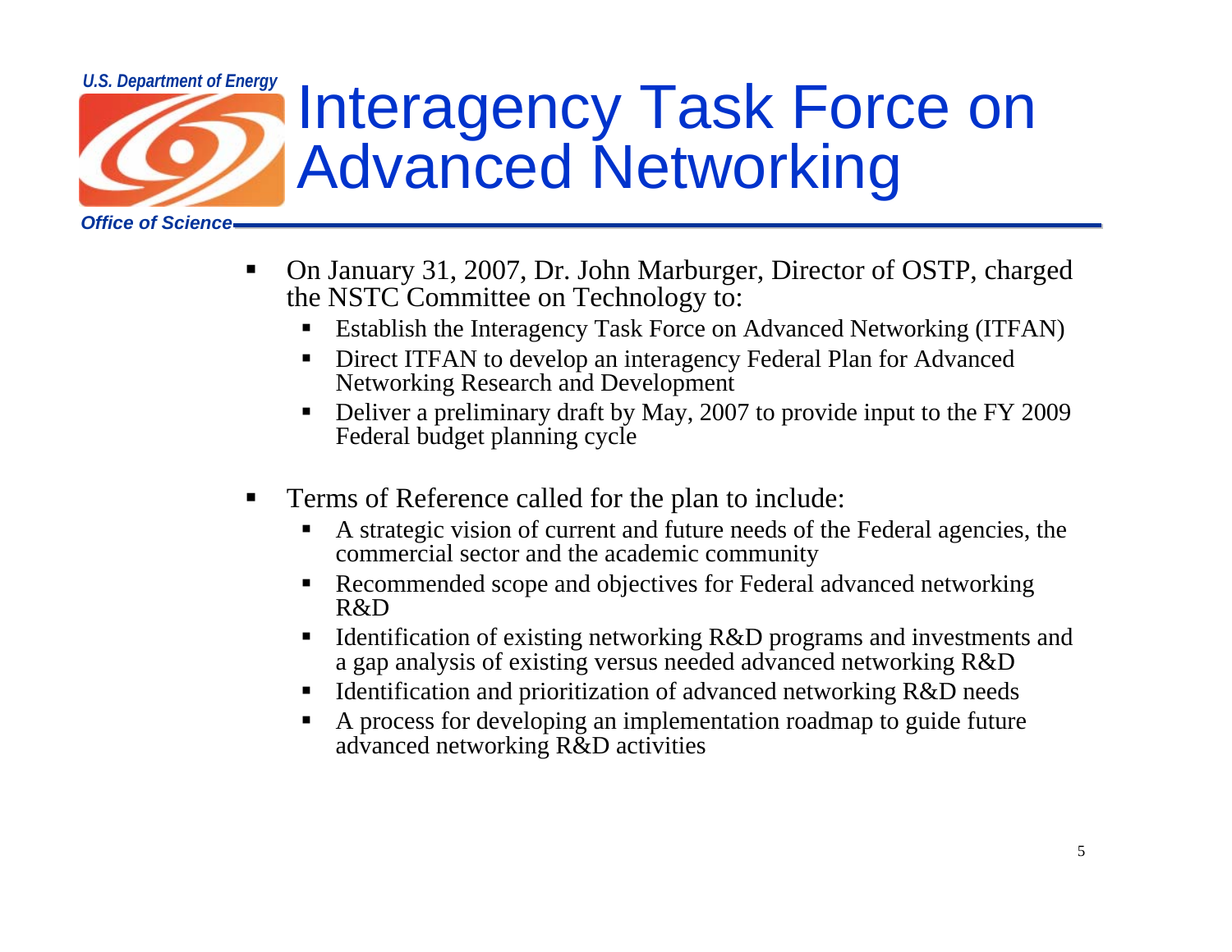# Interagency Task Force on Advanced Networking

- On January 31, 2007, Dr. John Marburger, Director of OSTP, charged the NSTC Committee on Technology to:
  - Establish the Interagency Task Force on Advanced Networking (ITFAN)
  - Direct ITFAN to develop an interagency Federal Plan for Advanced Networking Research and Development
  - Deliver a preliminary draft by May, 2007 to provide input to the FY 2009 Federal budget planning cycle

- Terms of Reference called for the plan to include:
  - A strategic vision of current and future needs of the Federal agencies, the commercial sector and the academic community
  - Recommended scope and objectives for Federal advanced networking R&D
  - Identification of existing networking R&D programs and investments and a gap analysis of existing versus needed advanced networking R&D
  - Identification and prioritization of advanced networking R&D needs
  - A process for developing an implementation roadmap to guide future advanced networking R&D activities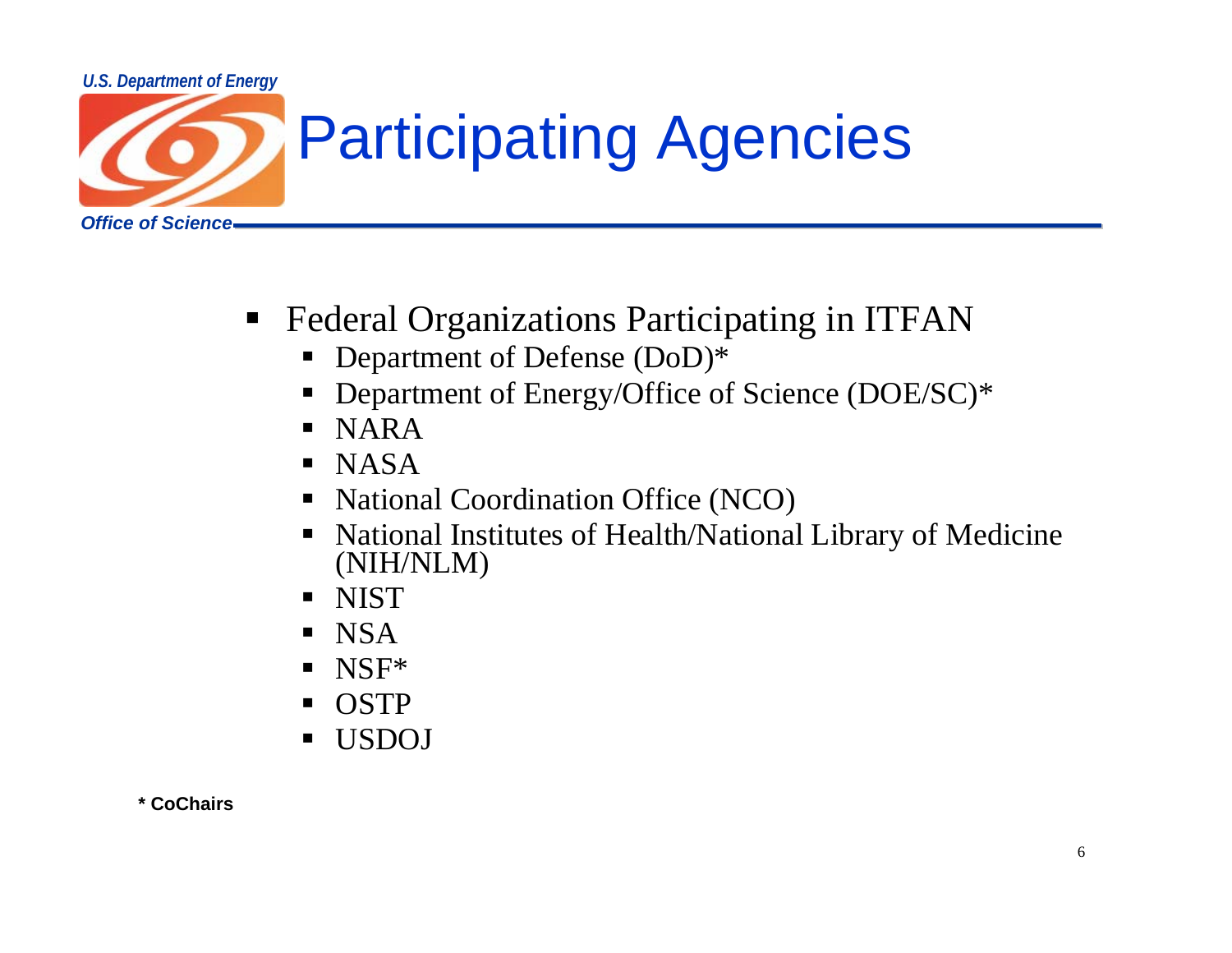# Participating Agencies

- Federal Organizations Participating in ITFAN
  - Department of Defense (DoD)*
  - Department of Energy/Office of Science (DOE/SC)*
  - NARA
  - NASA
  - National Coordination Office (NCO)
  - National Institutes of Health/National Library of Medicine (NIH/NLM)
  - NIST
  - NSA
  - NSF*
  - OSTP
  - USDOJ

**\* CoChairs**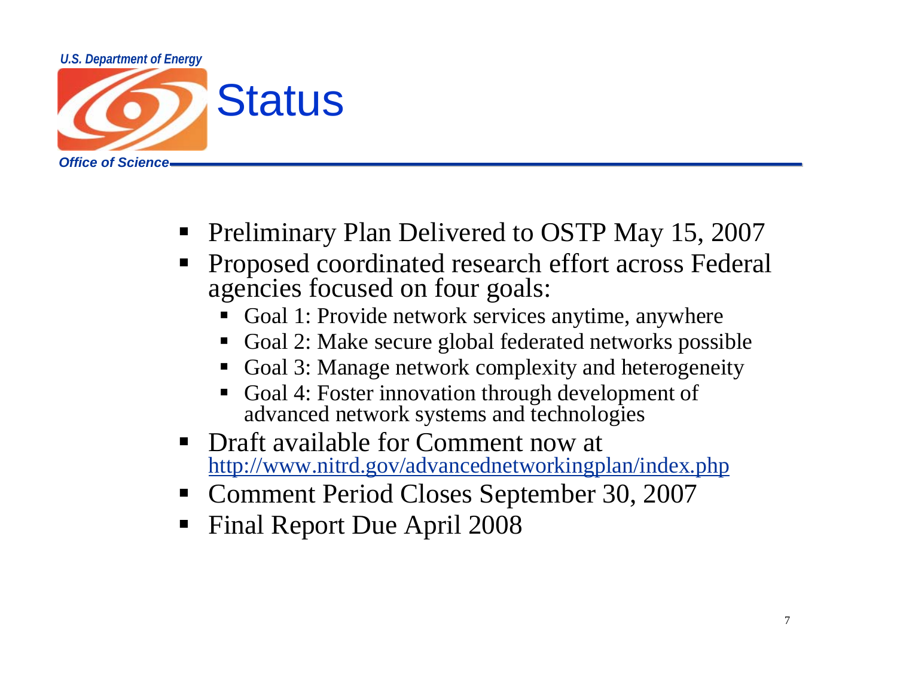# Status

- Preliminary Plan Delivered to OSTP May 15, 2007
- Proposed coordinated research effort across Federal agencies focused on four goals:
  - Goal 1: Provide network services anytime, anywhere
  - Goal 2: Make secure global federated networks possible
  - Goal 3: Manage network complexity and heterogeneity
  - Goal 4: Foster innovation through development of advanced network systems and technologies
- Draft available for Comment now at http://www.nitrd.gov/advancednetworkingplan/index.php
- Comment Period Closes September 30, 2007
- Final Report Due April 2008